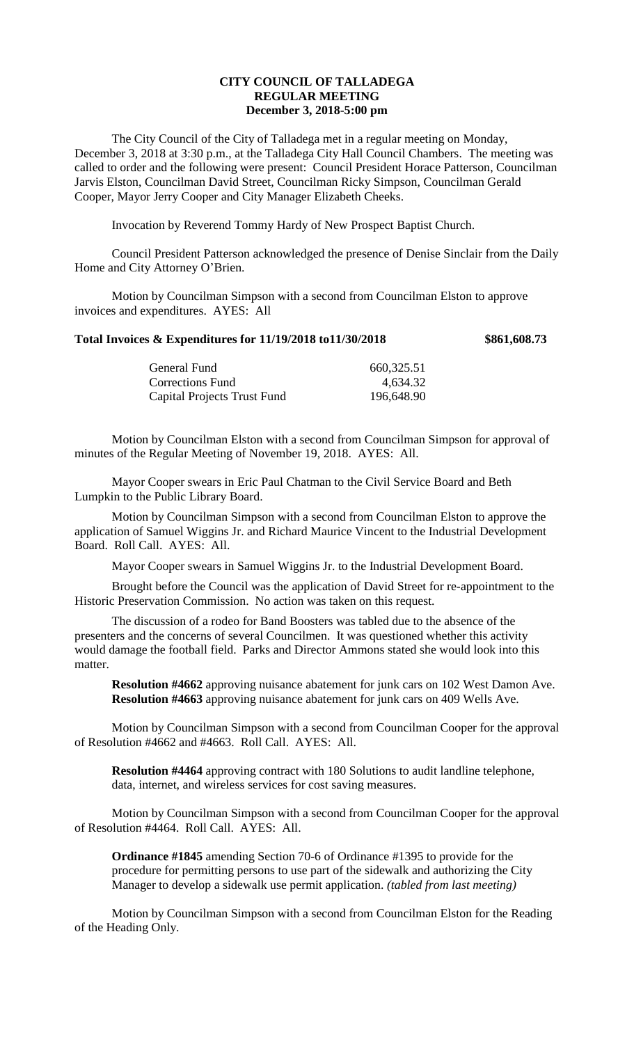# CITY COUNCIL OF TALLADEGA
## REGULAR MEETING
## December 3, 2018-5:00 pm

The City Council of the City of Talladega met in a regular meeting on Monday, December 3, 2018 at 3:30 p.m., at the Talladega City Hall Council Chambers. The meeting was called to order and the following were present: Council President Horace Patterson, Councilman Jarvis Elston, Councilman David Street, Councilman Ricky Simpson, Councilman Gerald Cooper, Mayor Jerry Cooper and City Manager Elizabeth Cheeks.

Invocation by Reverend Tommy Hardy of New Prospect Baptist Church.

Council President Patterson acknowledged the presence of Denise Sinclair from the Daily Home and City Attorney O'Brien.

Motion by Councilman Simpson with a second from Councilman Elston to approve invoices and expenditures. AYES: All

**Total Invoices & Expenditures for 11/19/2018 to11/30/2018 $861,608.73**

| | |
|---|---|
| General Fund | 660,325.51 |
| Corrections Fund | 4,634.32 |
| Capital Projects Trust Fund | 196,648.90 |

Motion by Councilman Elston with a second from Councilman Simpson for approval of minutes of the Regular Meeting of November 19, 2018. AYES: All.

Mayor Cooper swears in Eric Paul Chatman to the Civil Service Board and Beth Lumpkin to the Public Library Board.

Motion by Councilman Simpson with a second from Councilman Elston to approve the application of Samuel Wiggins Jr. and Richard Maurice Vincent to the Industrial Development Board. Roll Call. AYES: All.

Mayor Cooper swears in Samuel Wiggins Jr. to the Industrial Development Board.

Brought before the Council was the application of David Street for re-appointment to the Historic Preservation Commission. No action was taken on this request.

The discussion of a rodeo for Band Boosters was tabled due to the absence of the presenters and the concerns of several Councilmen. It was questioned whether this activity would damage the football field. Parks and Director Ammons stated she would look into this matter.

**Resolution #4662** approving nuisance abatement for junk cars on 102 West Damon Ave.
**Resolution #4663** approving nuisance abatement for junk cars on 409 Wells Ave.

Motion by Councilman Simpson with a second from Councilman Cooper for the approval of Resolution #4662 and #4663. Roll Call. AYES: All.

**Resolution #4464** approving contract with 180 Solutions to audit landline telephone, data, internet, and wireless services for cost saving measures.

Motion by Councilman Simpson with a second from Councilman Cooper for the approval of Resolution #4464. Roll Call. AYES: All.

**Ordinance #1845** amending Section 70-6 of Ordinance #1395 to provide for the procedure for permitting persons to use part of the sidewalk and authorizing the City Manager to develop a sidewalk use permit application. *(tabled from last meeting)*

Motion by Councilman Simpson with a second from Councilman Elston for the Reading of the Heading Only.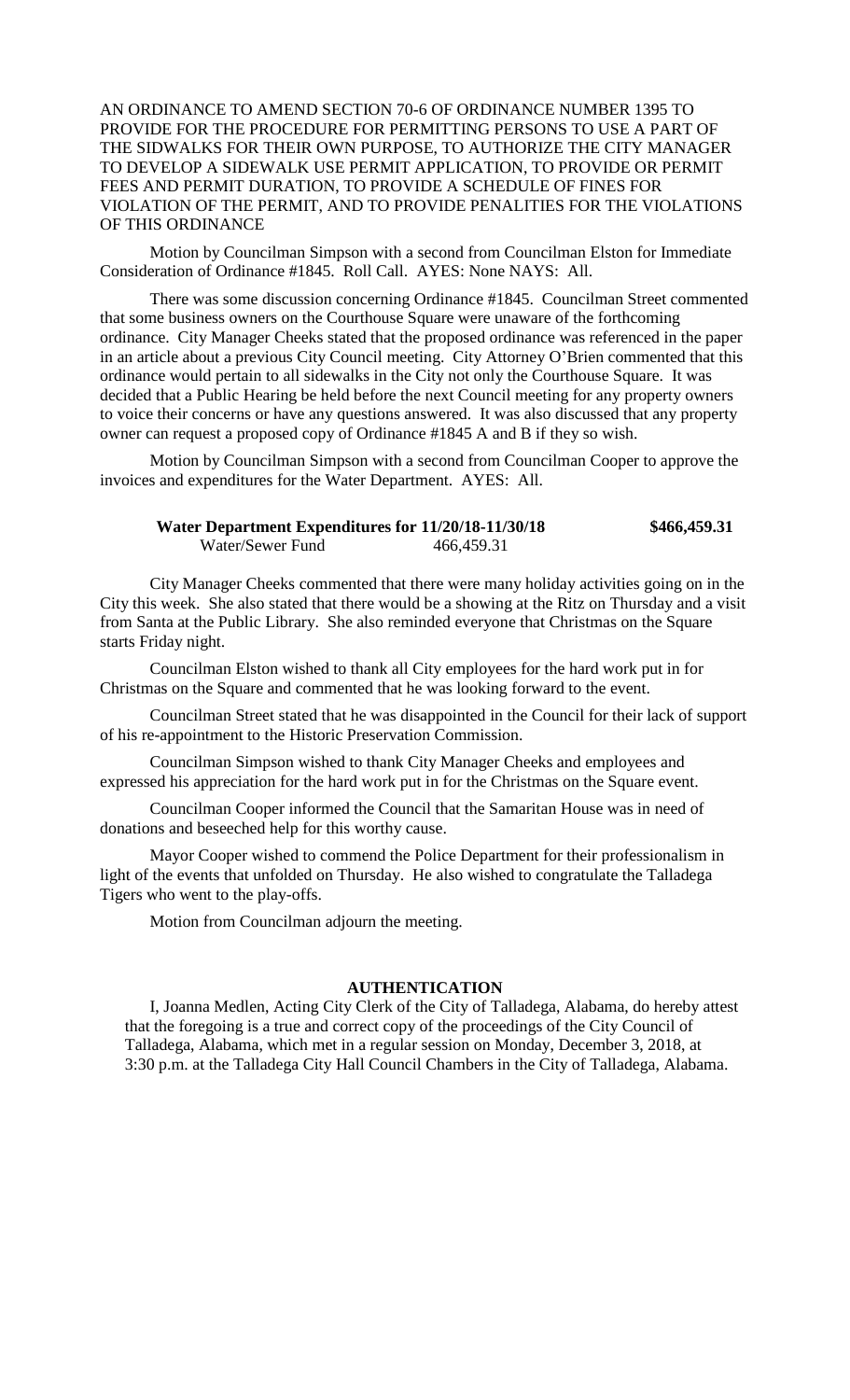AN ORDINANCE TO AMEND SECTION 70-6 OF ORDINANCE NUMBER 1395 TO PROVIDE FOR THE PROCEDURE FOR PERMITTING PERSONS TO USE A PART OF THE SIDWALKS FOR THEIR OWN PURPOSE, TO AUTHORIZE THE CITY MANAGER TO DEVELOP A SIDEWALK USE PERMIT APPLICATION, TO PROVIDE OR PERMIT FEES AND PERMIT DURATION, TO PROVIDE A SCHEDULE OF FINES FOR VIOLATION OF THE PERMIT, AND TO PROVIDE PENALITIES FOR THE VIOLATIONS OF THIS ORDINANCE

Motion by Councilman Simpson with a second from Councilman Elston for Immediate Consideration of Ordinance #1845. Roll Call. AYES: None NAYS: All.

There was some discussion concerning Ordinance #1845. Councilman Street commented that some business owners on the Courthouse Square were unaware of the forthcoming ordinance. City Manager Cheeks stated that the proposed ordinance was referenced in the paper in an article about a previous City Council meeting. City Attorney O'Brien commented that this ordinance would pertain to all sidewalks in the City not only the Courthouse Square. It was decided that a Public Hearing be held before the next Council meeting for any property owners to voice their concerns or have any questions answered. It was also discussed that any property owner can request a proposed copy of Ordinance #1845 A and B if they so wish.

Motion by Councilman Simpson with a second from Councilman Cooper to approve the invoices and expenditures for the Water Department. AYES: All.

| | | |
|---|---|---|
| **Water Department Expenditures for 11/20/18-11/30/18** | | **$466,459.31** |
| Water/Sewer Fund | 466,459.31 | |

City Manager Cheeks commented that there were many holiday activities going on in the City this week. She also stated that there would be a showing at the Ritz on Thursday and a visit from Santa at the Public Library. She also reminded everyone that Christmas on the Square starts Friday night.

Councilman Elston wished to thank all City employees for the hard work put in for Christmas on the Square and commented that he was looking forward to the event.

Councilman Street stated that he was disappointed in the Council for their lack of support of his re-appointment to the Historic Preservation Commission.

Councilman Simpson wished to thank City Manager Cheeks and employees and expressed his appreciation for the hard work put in for the Christmas on the Square event.

Councilman Cooper informed the Council that the Samaritan House was in need of donations and beseeched help for this worthy cause.

Mayor Cooper wished to commend the Police Department for their professionalism in light of the events that unfolded on Thursday. He also wished to congratulate the Talladega Tigers who went to the play-offs.

Motion from Councilman adjourn the meeting.

## AUTHENTICATION

I, Joanna Medlen, Acting City Clerk of the City of Talladega, Alabama, do hereby attest that the foregoing is a true and correct copy of the proceedings of the City Council of Talladega, Alabama, which met in a regular session on Monday, December 3, 2018, at 3:30 p.m. at the Talladega City Hall Council Chambers in the City of Talladega, Alabama.